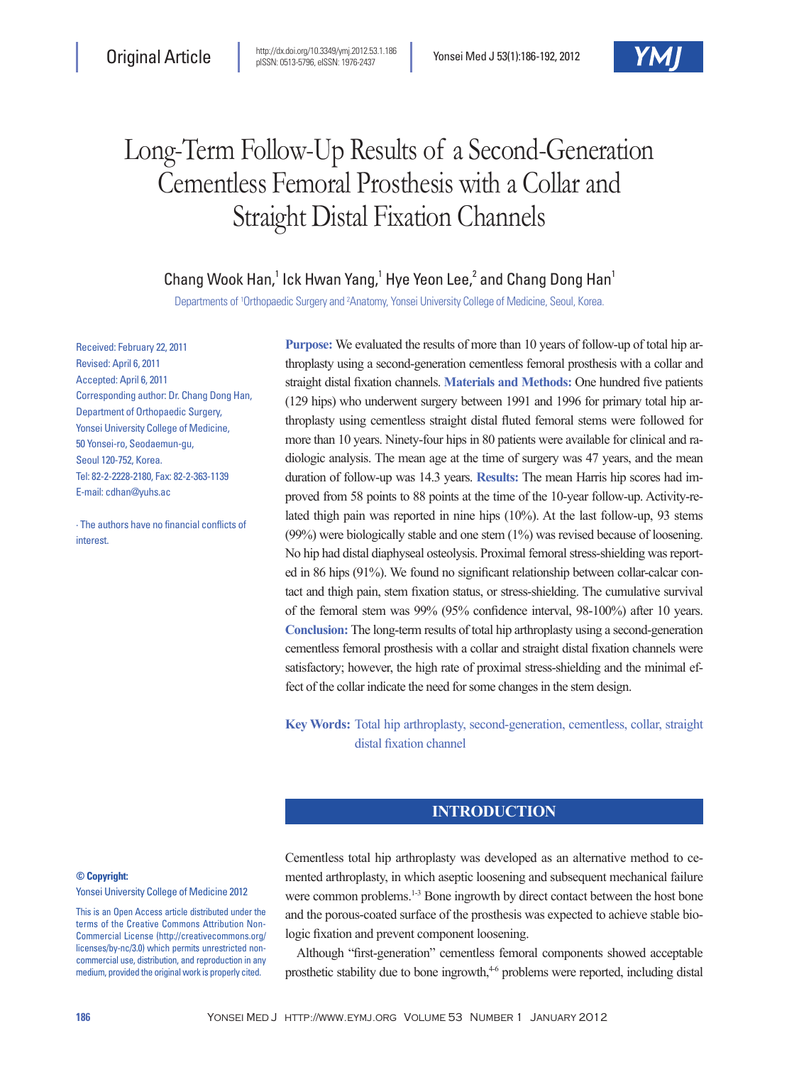Original Article

# Long-Term Follow-Up Results of a Second-Generation Cementless Femoral Prosthesis with a Collar and Straight Distal Fixation Channels

Chang Wook Han,[1] Ick Hwan Yang,[1] Hye Yeon Lee,[2] and Chang Dong Han[1]

Departments of [1]Orthopaedic Surgery and [2]Anatomy, Yonsei University College of Medicine, Seoul, Korea.

Received: February 22, 2011
Revised: April 6, 2011
Accepted: April 6, 2011
Corresponding author: Dr. Chang Dong Han, Department of Orthopaedic Surgery, Yonsei University College of Medicine, 50 Yonsei-ro, Seodaemun-gu, Seoul 120-752, Korea.
Tel: 82-2-2228-2180, Fax: 82-2-363-1139
E-mail: cdhan@yuhs.ac

∙ The authors have no financial conflicts of interest.

**Purpose:** We evaluated the results of more than 10 years of follow-up of total hip arthroplasty using a second-generation cementless femoral prosthesis with a collar and straight distal fixation channels. **Materials and Methods:** One hundred five patients (129 hips) who underwent surgery between 1991 and 1996 for primary total hip arthroplasty using cementless straight distal fluted femoral stems were followed for more than 10 years. Ninety-four hips in 80 patients were available for clinical and radiologic analysis. The mean age at the time of surgery was 47 years, and the mean duration of follow-up was 14.3 years. **Results:** The mean Harris hip scores had improved from 58 points to 88 points at the time of the 10-year follow-up. Activity-related thigh pain was reported in nine hips (10%). At the last follow-up, 93 stems (99%) were biologically stable and one stem (1%) was revised because of loosening. No hip had distal diaphyseal osteolysis. Proximal femoral stress-shielding was reported in 86 hips (91%). We found no significant relationship between collar-calcar contact and thigh pain, stem fixation status, or stress-shielding. The cumulative survival of the femoral stem was 99% (95% confidence interval, 98-100%) after 10 years. **Conclusion:** The long-term results of total hip arthroplasty using a second-generation cementless femoral prosthesis with a collar and straight distal fixation channels were satisfactory; however, the high rate of proximal stress-shielding and the minimal effect of the collar indicate the need for some changes in the stem design.

**Key Words:** Total hip arthroplasty, second-generation, cementless, collar, straight distal fixation channel

## INTRODUCTION

Cementless total hip arthroplasty was developed as an alternative method to cemented arthroplasty, in which aseptic loosening and subsequent mechanical failure were common problems.[1-3] Bone ingrowth by direct contact between the host bone and the porous-coated surface of the prosthesis was expected to achieve stable biologic fixation and prevent component loosening.

Although "first-generation" cementless femoral components showed acceptable prosthetic stability due to bone ingrowth,[4-6] problems were reported, including distal

**© Copyright:**
Yonsei University College of Medicine 2012

This is an Open Access article distributed under the terms of the Creative Commons Attribution Non-Commercial License (http://creativecommons.org/licenses/by-nc/3.0) which permits unrestricted non-commercial use, distribution, and reproduction in any medium, provided the original work is properly cited.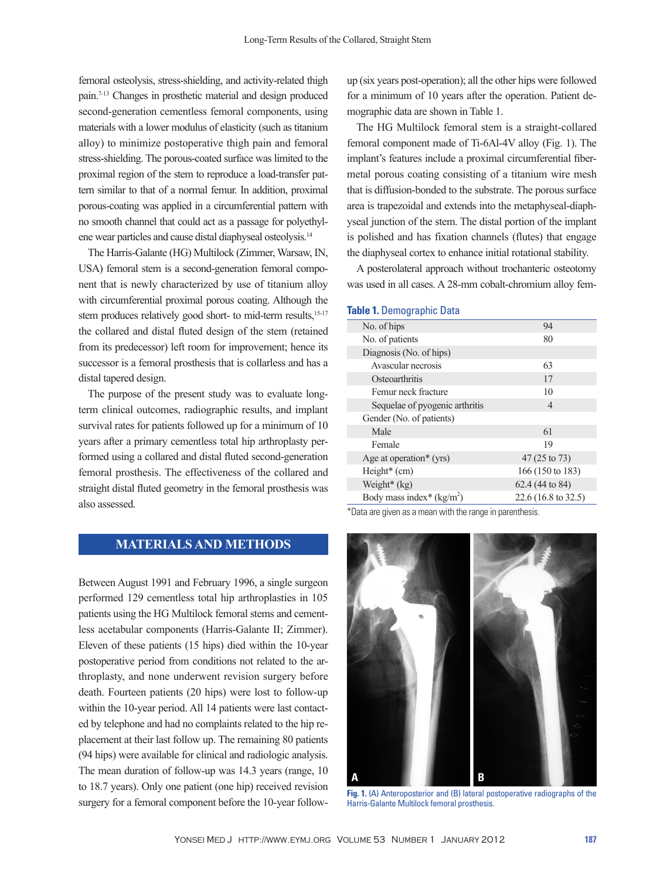femoral osteolysis, stress-shielding, and activity-related thigh pain.[7-13] Changes in prosthetic material and design produced second-generation cementless femoral components, using materials with a lower modulus of elasticity (such as titanium alloy) to minimize postoperative thigh pain and femoral stress-shielding. The porous-coated surface was limited to the proximal region of the stem to reproduce a load-transfer pattern similar to that of a normal femur. In addition, proximal porous-coating was applied in a circumferential pattern with no smooth channel that could act as a passage for polyethylene wear particles and cause distal diaphyseal osteolysis.[14]

The Harris-Galante (HG) Multilock (Zimmer, Warsaw, IN, USA) femoral stem is a second-generation femoral component that is newly characterized by use of titanium alloy with circumferential proximal porous coating. Although the stem produces relatively good short- to mid-term results,[15-17] the collared and distal fluted design of the stem (retained from its predecessor) left room for improvement; hence its successor is a femoral prosthesis that is collarless and has a distal tapered design.

The purpose of the present study was to evaluate long-term clinical outcomes, radiographic results, and implant survival rates for patients followed up for a minimum of 10 years after a primary cementless total hip arthroplasty performed using a collared and distal fluted second-generation femoral prosthesis. The effectiveness of the collared and straight distal fluted geometry in the femoral prosthesis was also assessed.

## MATERIALS AND METHODS

Between August 1991 and February 1996, a single surgeon performed 129 cementless total hip arthroplasties in 105 patients using the HG Multilock femoral stems and cementless acetabular components (Harris-Galante II; Zimmer). Eleven of these patients (15 hips) died within the 10-year postoperative period from conditions not related to the arthroplasty, and none underwent revision surgery before death. Fourteen patients (20 hips) were lost to follow-up within the 10-year period. All 14 patients were last contacted by telephone and had no complaints related to the hip replacement at their last follow up. The remaining 80 patients (94 hips) were available for clinical and radiologic analysis. The mean duration of follow-up was 14.3 years (range, 10 to 18.7 years). Only one patient (one hip) received revision surgery for a femoral component before the 10-year follow-up (six years post-operation); all the other hips were followed for a minimum of 10 years after the operation. Patient demographic data are shown in Table 1.

The HG Multilock femoral stem is a straight-collared femoral component made of Ti-6Al-4V alloy (Fig. 1). The implant's features include a proximal circumferential fiber-metal porous coating consisting of a titanium wire mesh that is diffusion-bonded to the substrate. The porous surface area is trapezoidal and extends into the metaphyseal-diaphyseal junction of the stem. The distal portion of the implant is polished and has fixation channels (flutes) that engage the diaphyseal cortex to enhance initial rotational stability.

A posterolateral approach without trochanteric osteotomy was used in all cases. A 28-mm cobalt-chromium alloy fem-

**Table 1.** Demographic Data

| | |
|---|---|
| No. of hips | 94 |
| No. of patients | 80 |
| Diagnosis (No. of hips) | |
| Avascular necrosis | 63 |
| Osteoarthritis | 17 |
| Femur neck fracture | 10 |
| Sequelae of pyogenic arthritis | 4 |
| Gender (No. of patients) | |
| Male | 61 |
| Female | 19 |
| Age at operation* (yrs) | 47 (25 to 73) |
| Height* (cm) | 166 (150 to 183) |
| Weight* (kg) | 62.4 (44 to 84) |
| Body mass index* (kg/m$^2$) | 22.6 (16.8 to 32.5) |

*Data are given as a mean with the range in parenthesis.

**Fig. 1.** (A) Anteroposterior and (B) lateral postoperative radiographs of the Harris-Galante Multilock femoral prosthesis.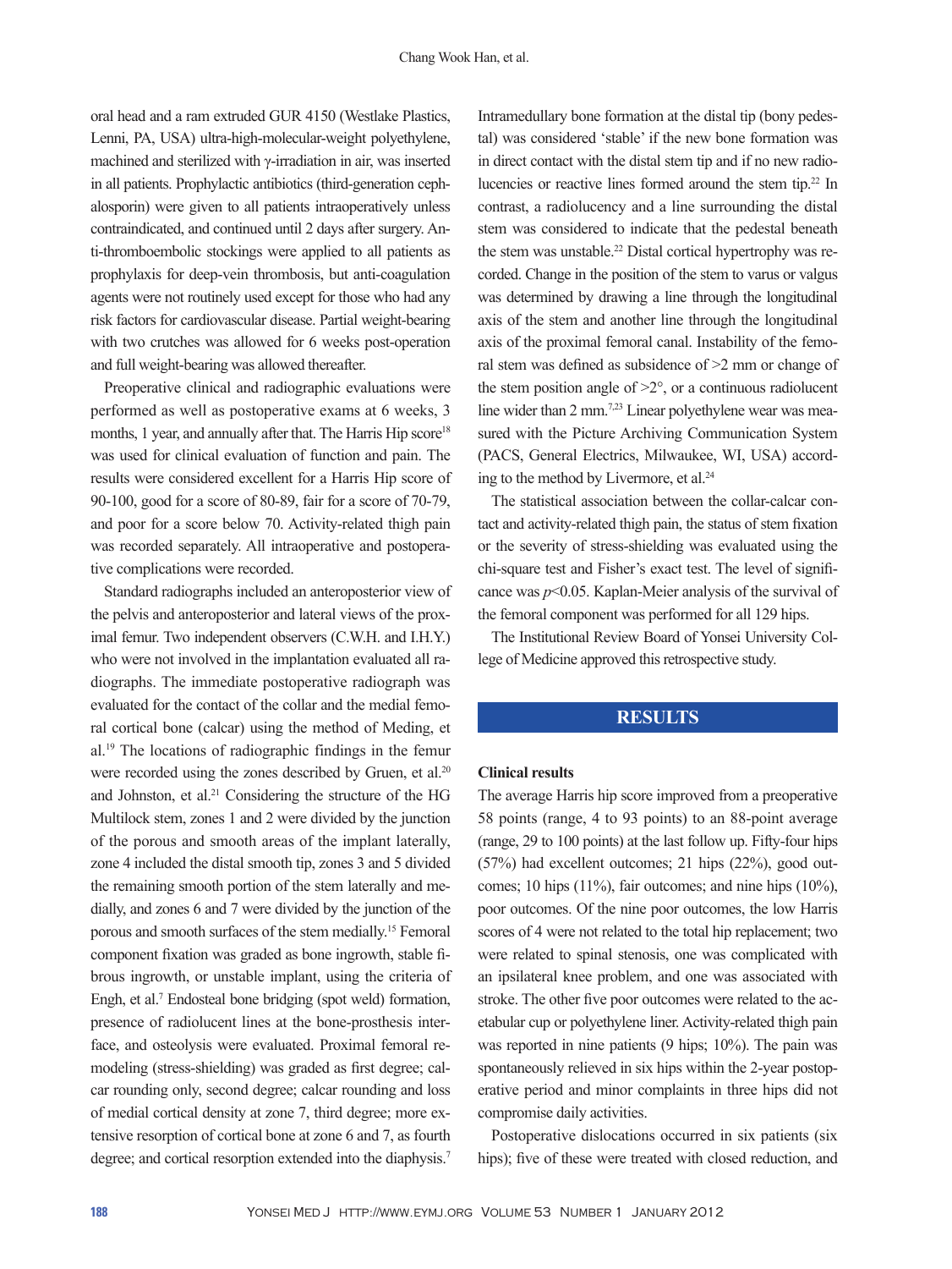oral head and a ram extruded GUR 4150 (Westlake Plastics, Lenni, PA, USA) ultra-high-molecular-weight polyethylene, machined and sterilized with γ-irradiation in air, was inserted in all patients. Prophylactic antibiotics (third-generation cephalosporin) were given to all patients intraoperatively unless contraindicated, and continued until 2 days after surgery. Anti-thromboembolic stockings were applied to all patients as prophylaxis for deep-vein thrombosis, but anti-coagulation agents were not routinely used except for those who had any risk factors for cardiovascular disease. Partial weight-bearing with two crutches was allowed for 6 weeks post-operation and full weight-bearing was allowed thereafter.

Preoperative clinical and radiographic evaluations were performed as well as postoperative exams at 6 weeks, 3 months, 1 year, and annually after that. The Harris Hip score[18] was used for clinical evaluation of function and pain. The results were considered excellent for a Harris Hip score of 90-100, good for a score of 80-89, fair for a score of 70-79, and poor for a score below 70. Activity-related thigh pain was recorded separately. All intraoperative and postoperative complications were recorded.

Standard radiographs included an anteroposterior view of the pelvis and anteroposterior and lateral views of the proximal femur. Two independent observers (C.W.H. and I.H.Y.) who were not involved in the implantation evaluated all radiographs. The immediate postoperative radiograph was evaluated for the contact of the collar and the medial femoral cortical bone (calcar) using the method of Meding, et al.[19] The locations of radiographic findings in the femur were recorded using the zones described by Gruen, et al.[20] and Johnston, et al.[21] Considering the structure of the HG Multilock stem, zones 1 and 2 were divided by the junction of the porous and smooth areas of the implant laterally, zone 4 included the distal smooth tip, zones 3 and 5 divided the remaining smooth portion of the stem laterally and medially, and zones 6 and 7 were divided by the junction of the porous and smooth surfaces of the stem medially.[15] Femoral component fixation was graded as bone ingrowth, stable fibrous ingrowth, or unstable implant, using the criteria of Engh, et al.[7] Endosteal bone bridging (spot weld) formation, presence of radiolucent lines at the bone-prosthesis interface, and osteolysis were evaluated. Proximal femoral remodeling (stress-shielding) was graded as first degree; calcar rounding only, second degree; calcar rounding and loss of medial cortical density at zone 7, third degree; more extensive resorption of cortical bone at zone 6 and 7, as fourth degree; and cortical resorption extended into the diaphysis.[7]

Intramedullary bone formation at the distal tip (bony pedestal) was considered 'stable' if the new bone formation was in direct contact with the distal stem tip and if no new radiolucencies or reactive lines formed around the stem tip.[22] In contrast, a radiolucency and a line surrounding the distal stem was considered to indicate that the pedestal beneath the stem was unstable.[22] Distal cortical hypertrophy was recorded. Change in the position of the stem to varus or valgus was determined by drawing a line through the longitudinal axis of the stem and another line through the longitudinal axis of the proximal femoral canal. Instability of the femoral stem was defined as subsidence of >2 mm or change of the stem position angle of >2°, or a continuous radiolucent line wider than 2 mm.[7,23] Linear polyethylene wear was measured with the Picture Archiving Communication System (PACS, General Electrics, Milwaukee, WI, USA) according to the method by Livermore, et al.[24]

The statistical association between the collar-calcar contact and activity-related thigh pain, the status of stem fixation or the severity of stress-shielding was evaluated using the chi-square test and Fisher's exact test. The level of significance was $p<0.05$. Kaplan-Meier analysis of the survival of the femoral component was performed for all 129 hips.

The Institutional Review Board of Yonsei University College of Medicine approved this retrospective study.

## RESULTS

### Clinical results

The average Harris hip score improved from a preoperative 58 points (range, 4 to 93 points) to an 88-point average (range, 29 to 100 points) at the last follow up. Fifty-four hips (57%) had excellent outcomes; 21 hips (22%), good outcomes; 10 hips (11%), fair outcomes; and nine hips (10%), poor outcomes. Of the nine poor outcomes, the low Harris scores of 4 were not related to the total hip replacement; two were related to spinal stenosis, one was complicated with an ipsilateral knee problem, and one was associated with stroke. The other five poor outcomes were related to the acetabular cup or polyethylene liner. Activity-related thigh pain was reported in nine patients (9 hips; 10%). The pain was spontaneously relieved in six hips within the 2-year postoperative period and minor complaints in three hips did not compromise daily activities.

Postoperative dislocations occurred in six patients (six hips); five of these were treated with closed reduction, and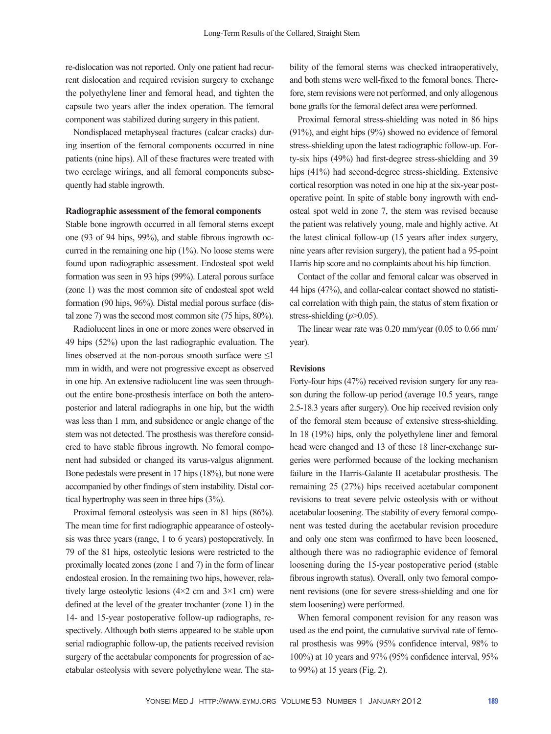re-dislocation was not reported. Only one patient had recurrent dislocation and required revision surgery to exchange the polyethylene liner and femoral head, and tighten the capsule two years after the index operation. The femoral component was stabilized during surgery in this patient.

Nondisplaced metaphyseal fractures (calcar cracks) during insertion of the femoral components occurred in nine patients (nine hips). All of these fractures were treated with two cerclage wirings, and all femoral components subsequently had stable ingrowth.

**Radiographic assessment of the femoral components**

Stable bone ingrowth occurred in all femoral stems except one (93 of 94 hips, 99%), and stable fibrous ingrowth occurred in the remaining one hip (1%). No loose stems were found upon radiographic assessment. Endosteal spot weld formation was seen in 93 hips (99%). Lateral porous surface (zone 1) was the most common site of endosteal spot weld formation (90 hips, 96%). Distal medial porous surface (distal zone 7) was the second most common site (75 hips, 80%).

Radiolucent lines in one or more zones were observed in 49 hips (52%) upon the last radiographic evaluation. The lines observed at the non-porous smooth surface were ≤1 mm in width, and were not progressive except as observed in one hip. An extensive radiolucent line was seen throughout the entire bone-prosthesis interface on both the anteroposterior and lateral radiographs in one hip, but the width was less than 1 mm, and subsidence or angle change of the stem was not detected. The prosthesis was therefore considered to have stable fibrous ingrowth. No femoral component had subsided or changed its varus-valgus alignment. Bone pedestals were present in 17 hips (18%), but none were accompanied by other findings of stem instability. Distal cortical hypertrophy was seen in three hips (3%).

Proximal femoral osteolysis was seen in 81 hips (86%). The mean time for first radiographic appearance of osteolysis was three years (range, 1 to 6 years) postoperatively. In 79 of the 81 hips, osteolytic lesions were restricted to the proximally located zones (zone 1 and 7) in the form of linear endosteal erosion. In the remaining two hips, however, relatively large osteolytic lesions (4×2 cm and 3×1 cm) were defined at the level of the greater trochanter (zone 1) in the 14- and 15-year postoperative follow-up radiographs, respectively. Although both stems appeared to be stable upon serial radiographic follow-up, the patients received revision surgery of the acetabular components for progression of acetabular osteolysis with severe polyethylene wear. The stability of the femoral stems was checked intraoperatively, and both stems were well-fixed to the femoral bones. Therefore, stem revisions were not performed, and only allogenous bone grafts for the femoral defect area were performed.

Proximal femoral stress-shielding was noted in 86 hips (91%), and eight hips (9%) showed no evidence of femoral stress-shielding upon the latest radiographic follow-up. Forty-six hips (49%) had first-degree stress-shielding and 39 hips (41%) had second-degree stress-shielding. Extensive cortical resorption was noted in one hip at the six-year postoperative point. In spite of stable bony ingrowth with endosteal spot weld in zone 7, the stem was revised because the patient was relatively young, male and highly active. At the latest clinical follow-up (15 years after index surgery, nine years after revision surgery), the patient had a 95-point Harris hip score and no complaints about his hip function.

Contact of the collar and femoral calcar was observed in 44 hips (47%), and collar-calcar contact showed no statistical correlation with thigh pain, the status of stem fixation or stress-shielding ($p$>0.05).

The linear wear rate was 0.20 mm/year (0.05 to 0.66 mm/year).

**Revisions**

Forty-four hips (47%) received revision surgery for any reason during the follow-up period (average 10.5 years, range 2.5-18.3 years after surgery). One hip received revision only of the femoral stem because of extensive stress-shielding. In 18 (19%) hips, only the polyethylene liner and femoral head were changed and 13 of these 18 liner-exchange surgeries were performed because of the locking mechanism failure in the Harris-Galante II acetabular prosthesis. The remaining 25 (27%) hips received acetabular component revisions to treat severe pelvic osteolysis with or without acetabular loosening. The stability of every femoral component was tested during the acetabular revision procedure and only one stem was confirmed to have been loosened, although there was no radiographic evidence of femoral loosening during the 15-year postoperative period (stable fibrous ingrowth status). Overall, only two femoral component revisions (one for severe stress-shielding and one for stem loosening) were performed.

When femoral component revision for any reason was used as the end point, the cumulative survival rate of femoral prosthesis was 99% (95% confidence interval, 98% to 100%) at 10 years and 97% (95% confidence interval, 95% to 99%) at 15 years (Fig. 2).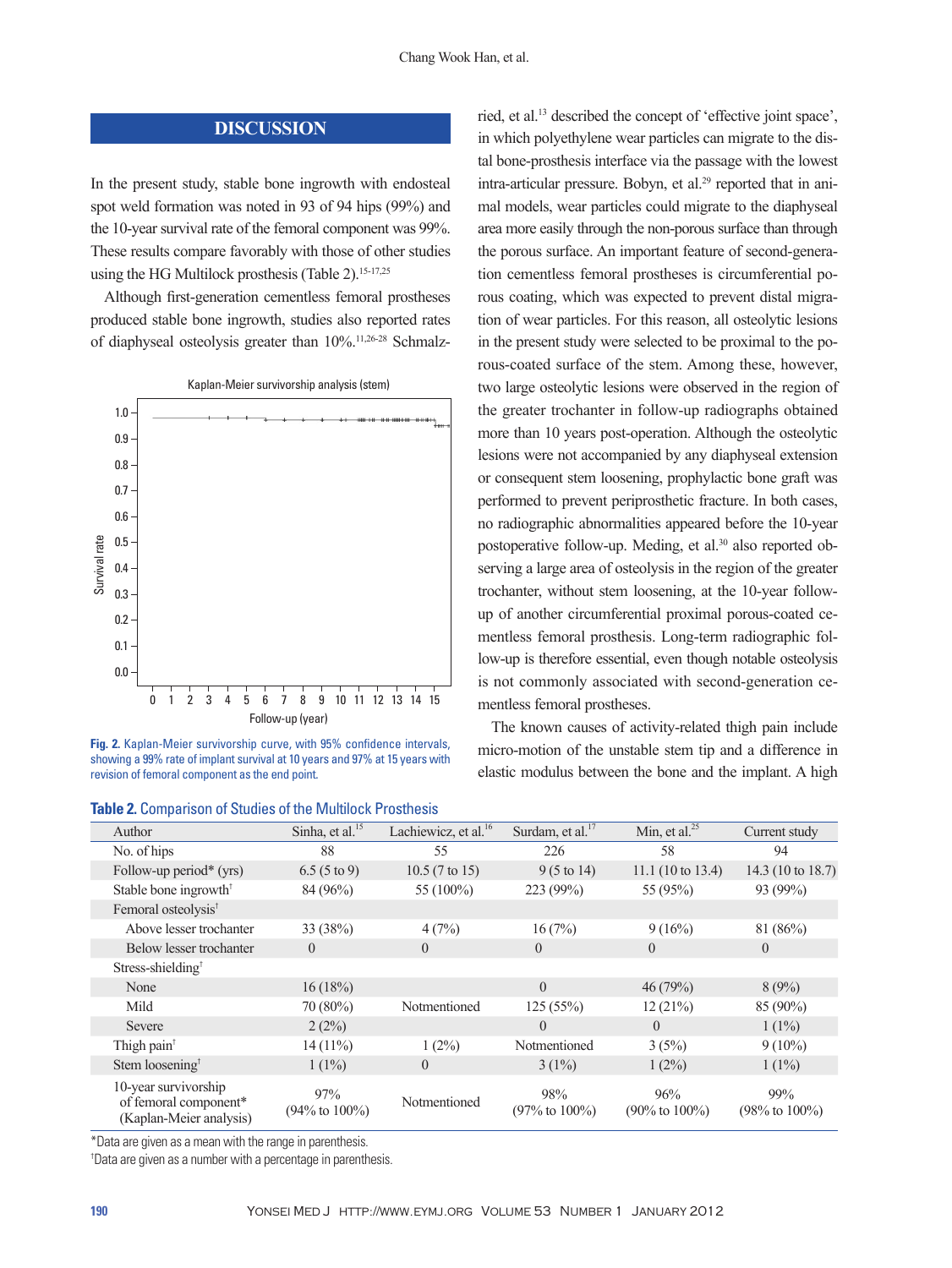## DISCUSSION

In the present study, stable bone ingrowth with endosteal spot weld formation was noted in 93 of 94 hips (99%) and the 10-year survival rate of the femoral component was 99%. These results compare favorably with those of other studies using the HG Multilock prosthesis (Table 2).[15-17,25]

Although first-generation cementless femoral prostheses produced stable bone ingrowth, studies also reported rates of diaphyseal osteolysis greater than 10%.[11,26-28] Schmalzried, et al.[13] described the concept of 'effective joint space', in which polyethylene wear particles can migrate to the distal bone-prosthesis interface via the passage with the lowest intra-articular pressure. Bobyn, et al.[29] reported that in animal models, wear particles could migrate to the diaphyseal area more easily through the non-porous surface than through the porous surface. An important feature of second-generation cementless femoral prostheses is circumferential porous coating, which was expected to prevent distal migration of wear particles. For this reason, all osteolytic lesions in the present study were selected to be proximal to the porous-coated surface of the stem. Among these, however, two large osteolytic lesions were observed in the region of the greater trochanter in follow-up radiographs obtained more than 10 years post-operation. Although the osteolytic lesions were not accompanied by any diaphyseal extension or consequent stem loosening, prophylactic bone graft was performed to prevent periprosthetic fracture. In both cases, no radiographic abnormalities appeared before the 10-year postoperative follow-up. Meding, et al.[30] also reported observing a large area of osteolysis in the region of the greater trochanter, without stem loosening, at the 10-year follow-up of another circumferential proximal porous-coated cementless femoral prosthesis. Long-term radiographic follow-up is therefore essential, even though notable osteolysis is not commonly associated with second-generation cementless femoral prostheses.

The known causes of activity-related thigh pain include micro-motion of the unstable stem tip and a difference in elastic modulus between the bone and the implant. A high

Kaplan-Meier survivorship analysis (stem)

**Fig. 2.** Kaplan-Meier survivorship curve, with 95% confidence intervals, showing a 99% rate of implant survival at 10 years and 97% at 15 years with revision of femoral component as the end point.

**Table 2.** Comparison of Studies of the Multilock Prosthesis

| Author | Sinha, et al.[15] | Lachiewicz, et al.[16] | Surdam, et al.[17] | Min, et al.[25] | Current study |
|---|---|---|---|---|---|
| No. of hips | 88 | 55 | 226 | 58 | 94 |
| Follow-up period* (yrs) | 6.5 (5 to 9) | 10.5 (7 to 15) | 9 (5 to 14) | 11.1 (10 to 13.4) | 14.3 (10 to 18.7) |
| Stable bone ingrowth† | 84 (96%) | 55 (100%) | 223 (99%) | 55 (95%) | 93 (99%) |
| Femoral osteolysis† | | | | | |
| Above lesser trochanter | 33 (38%) | 4 (7%) | 16 (7%) | 9 (16%) | 81 (86%) |
| Below lesser trochanter | 0 | 0 | 0 | 0 | 0 |
| Stress-shielding† | | | | | |
| None | 16 (18%) | | 0 | 46 (79%) | 8 (9%) |
| Mild | 70 (80%) | Notmentioned | 125 (55%) | 12 (21%) | 85 (90%) |
| Severe | 2 (2%) | | 0 | 0 | 1 (1%) |
| Thigh pain† | 14 (11%) | 1 (2%) | Notmentioned | 3 (5%) | 9 (10%) |
| Stem loosening† | 1 (1%) | 0 | 3 (1%) | 1 (2%) | 1 (1%) |
| 10-year survivorship of femoral component* (Kaplan-Meier analysis) | 97% (94% to 100%) | Notmentioned | 98% (97% to 100%) | 96% (90% to 100%) | 99% (98% to 100%) |

*Data are given as a mean with the range in parenthesis.

†Data are given as a number with a percentage in parenthesis.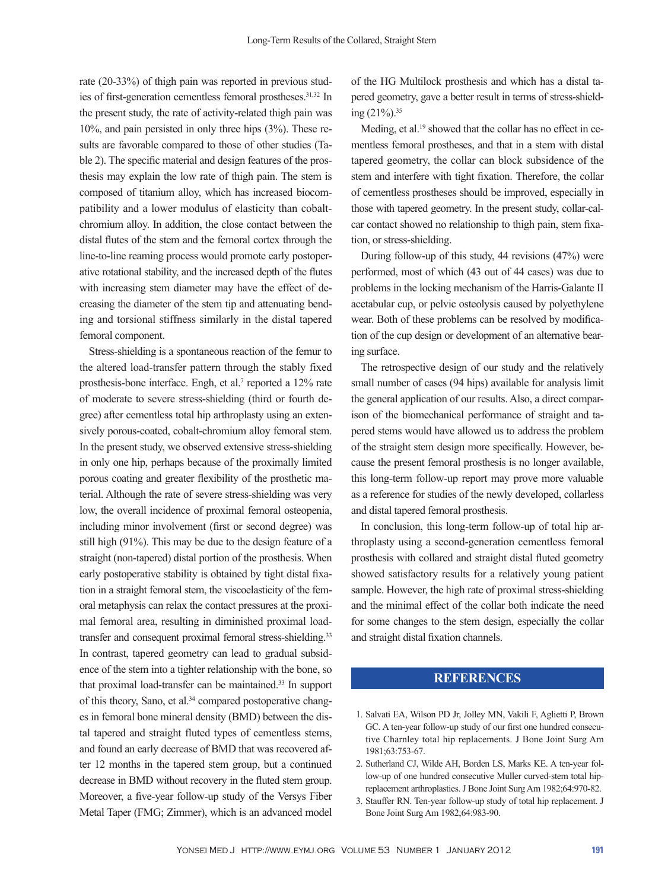rate (20-33%) of thigh pain was reported in previous studies of first-generation cementless femoral prostheses.[31,32] In the present study, the rate of activity-related thigh pain was 10%, and pain persisted in only three hips (3%). These results are favorable compared to those of other studies (Table 2). The specific material and design features of the prosthesis may explain the low rate of thigh pain. The stem is composed of titanium alloy, which has increased biocompatibility and a lower modulus of elasticity than cobalt-chromium alloy. In addition, the close contact between the distal flutes of the stem and the femoral cortex through the line-to-line reaming process would promote early postoperative rotational stability, and the increased depth of the flutes with increasing stem diameter may have the effect of decreasing the diameter of the stem tip and attenuating bending and torsional stiffness similarly in the distal tapered femoral component.

Stress-shielding is a spontaneous reaction of the femur to the altered load-transfer pattern through the stably fixed prosthesis-bone interface. Engh, et al.[7] reported a 12% rate of moderate to severe stress-shielding (third or fourth degree) after cementless total hip arthroplasty using an extensively porous-coated, cobalt-chromium alloy femoral stem. In the present study, we observed extensive stress-shielding in only one hip, perhaps because of the proximally limited porous coating and greater flexibility of the prosthetic material. Although the rate of severe stress-shielding was very low, the overall incidence of proximal femoral osteopenia, including minor involvement (first or second degree) was still high (91%). This may be due to the design feature of a straight (non-tapered) distal portion of the prosthesis. When early postoperative stability is obtained by tight distal fixation in a straight femoral stem, the viscoelasticity of the femoral metaphysis can relax the contact pressures at the proximal femoral area, resulting in diminished proximal load-transfer and consequent proximal femoral stress-shielding.[33] In contrast, tapered geometry can lead to gradual subsidence of the stem into a tighter relationship with the bone, so that proximal load-transfer can be maintained.[33] In support of this theory, Sano, et al.[34] compared postoperative changes in femoral bone mineral density (BMD) between the distal tapered and straight fluted types of cementless stems, and found an early decrease of BMD that was recovered after 12 months in the tapered stem group, but a continued decrease in BMD without recovery in the fluted stem group. Moreover, a five-year follow-up study of the Versys Fiber Metal Taper (FMG; Zimmer), which is an advanced model of the HG Multilock prosthesis and which has a distal tapered geometry, gave a better result in terms of stress-shielding (21%).[35]

Meding, et al.[19] showed that the collar has no effect in cementless femoral prostheses, and that in a stem with distal tapered geometry, the collar can block subsidence of the stem and interfere with tight fixation. Therefore, the collar of cementless prostheses should be improved, especially in those with tapered geometry. In the present study, collar-calcar contact showed no relationship to thigh pain, stem fixation, or stress-shielding.

During follow-up of this study, 44 revisions (47%) were performed, most of which (43 out of 44 cases) was due to problems in the locking mechanism of the Harris-Galante II acetabular cup, or pelvic osteolysis caused by polyethylene wear. Both of these problems can be resolved by modification of the cup design or development of an alternative bearing surface.

The retrospective design of our study and the relatively small number of cases (94 hips) available for analysis limit the general application of our results. Also, a direct comparison of the biomechanical performance of straight and tapered stems would have allowed us to address the problem of the straight stem design more specifically. However, because the present femoral prosthesis is no longer available, this long-term follow-up report may prove more valuable as a reference for studies of the newly developed, collarless and distal tapered femoral prosthesis.

In conclusion, this long-term follow-up of total hip arthroplasty using a second-generation cementless femoral prosthesis with collared and straight distal fluted geometry showed satisfactory results for a relatively young patient sample. However, the high rate of proximal stress-shielding and the minimal effect of the collar both indicate the need for some changes to the stem design, especially the collar and straight distal fixation channels.

## REFERENCES

1. Salvati EA, Wilson PD Jr, Jolley MN, Vakili F, Aglietti P, Brown GC. A ten-year follow-up study of our first one hundred consecutive Charnley total hip replacements. J Bone Joint Surg Am 1981;63:753-67.
2. Sutherland CJ, Wilde AH, Borden LS, Marks KE. A ten-year follow-up of one hundred consecutive Muller curved-stem total hip-replacement arthroplasties. J Bone Joint Surg Am 1982;64:970-82.
3. Stauffer RN. Ten-year follow-up study of total hip replacement. J Bone Joint Surg Am 1982;64:983-90.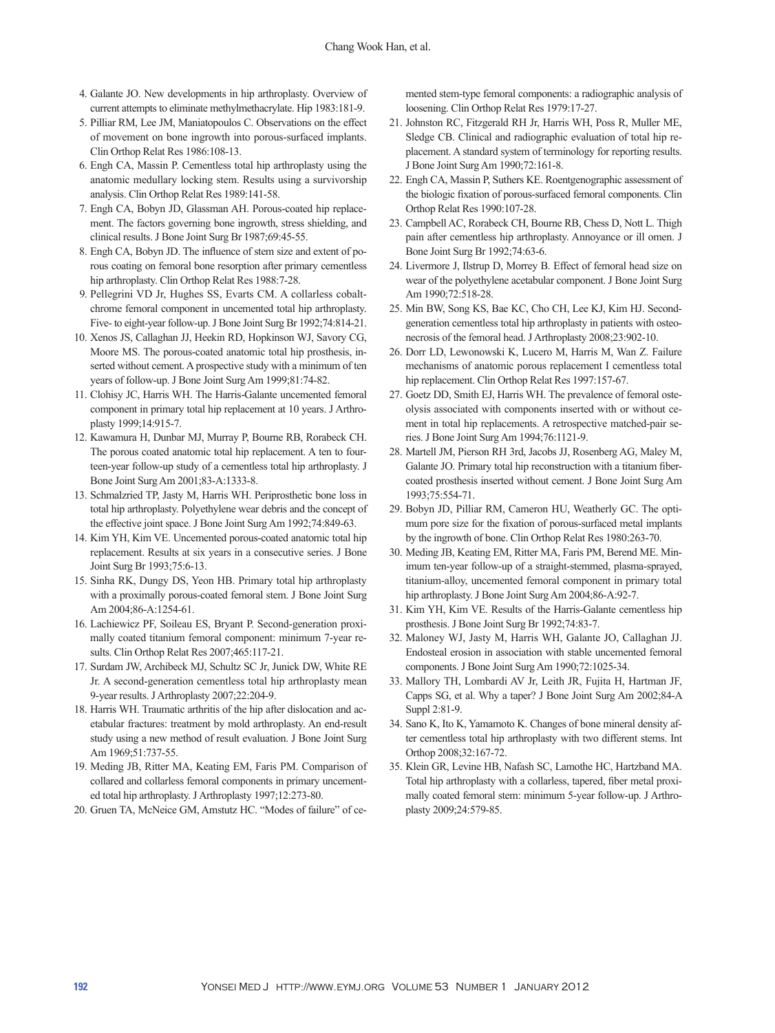4. Galante JO. New developments in hip arthroplasty. Overview of current attempts to eliminate methylmethacrylate. Hip 1983:181-9.
5. Pilliar RM, Lee JM, Maniatopoulos C. Observations on the effect of movement on bone ingrowth into porous-surfaced implants. Clin Orthop Relat Res 1986:108-13.
6. Engh CA, Massin P. Cementless total hip arthroplasty using the anatomic medullary locking stem. Results using a survivorship analysis. Clin Orthop Relat Res 1989:141-58.
7. Engh CA, Bobyn JD, Glassman AH. Porous-coated hip replacement. The factors governing bone ingrowth, stress shielding, and clinical results. J Bone Joint Surg Br 1987;69:45-55.
8. Engh CA, Bobyn JD. The influence of stem size and extent of porous coating on femoral bone resorption after primary cementless hip arthroplasty. Clin Orthop Relat Res 1988:7-28.
9. Pellegrini VD Jr, Hughes SS, Evarts CM. A collarless cobalt-chrome femoral component in uncemented total hip arthroplasty. Five- to eight-year follow-up. J Bone Joint Surg Br 1992;74:814-21.
10. Xenos JS, Callaghan JJ, Heekin RD, Hopkinson WJ, Savory CG, Moore MS. The porous-coated anatomic total hip prosthesis, inserted without cement. A prospective study with a minimum of ten years of follow-up. J Bone Joint Surg Am 1999;81:74-82.
11. Clohisy JC, Harris WH. The Harris-Galante uncemented femoral component in primary total hip replacement at 10 years. J Arthroplasty 1999;14:915-7.
12. Kawamura H, Dunbar MJ, Murray P, Bourne RB, Rorabeck CH. The porous coated anatomic total hip replacement. A ten to fourteen-year follow-up study of a cementless total hip arthroplasty. J Bone Joint Surg Am 2001;83-A:1333-8.
13. Schmalzried TP, Jasty M, Harris WH. Periprosthetic bone loss in total hip arthroplasty. Polyethylene wear debris and the concept of the effective joint space. J Bone Joint Surg Am 1992;74:849-63.
14. Kim YH, Kim VE. Uncemented porous-coated anatomic total hip replacement. Results at six years in a consecutive series. J Bone Joint Surg Br 1993;75:6-13.
15. Sinha RK, Dungy DS, Yeon HB. Primary total hip arthroplasty with a proximally porous-coated femoral stem. J Bone Joint Surg Am 2004;86-A:1254-61.
16. Lachiewicz PF, Soileau ES, Bryant P. Second-generation proximally coated titanium femoral component: minimum 7-year results. Clin Orthop Relat Res 2007;465:117-21.
17. Surdam JW, Archibeck MJ, Schultz SC Jr, Junick DW, White RE Jr. A second-generation cementless total hip arthroplasty mean 9-year results. J Arthroplasty 2007;22:204-9.
18. Harris WH. Traumatic arthritis of the hip after dislocation and acetabular fractures: treatment by mold arthroplasty. An end-result study using a new method of result evaluation. J Bone Joint Surg Am 1969;51:737-55.
19. Meding JB, Ritter MA, Keating EM, Faris PM. Comparison of collared and collarless femoral components in primary uncemented total hip arthroplasty. J Arthroplasty 1997;12:273-80.
20. Gruen TA, McNeice GM, Amstutz HC. "Modes of failure" of cemented stem-type femoral components: a radiographic analysis of loosening. Clin Orthop Relat Res 1979:17-27.
21. Johnston RC, Fitzgerald RH Jr, Harris WH, Poss R, Muller ME, Sledge CB. Clinical and radiographic evaluation of total hip replacement. A standard system of terminology for reporting results. J Bone Joint Surg Am 1990;72:161-8.
22. Engh CA, Massin P, Suthers KE. Roentgenographic assessment of the biologic fixation of porous-surfaced femoral components. Clin Orthop Relat Res 1990:107-28.
23. Campbell AC, Rorabeck CH, Bourne RB, Chess D, Nott L. Thigh pain after cementless hip arthroplasty. Annoyance or ill omen. J Bone Joint Surg Br 1992;74:63-6.
24. Livermore J, Ilstrup D, Morrey B. Effect of femoral head size on wear of the polyethylene acetabular component. J Bone Joint Surg Am 1990;72:518-28.
25. Min BW, Song KS, Bae KC, Cho CH, Lee KJ, Kim HJ. Second-generation cementless total hip arthroplasty in patients with osteonecrosis of the femoral head. J Arthroplasty 2008;23:902-10.
26. Dorr LD, Lewonowski K, Lucero M, Harris M, Wan Z. Failure mechanisms of anatomic porous replacement I cementless total hip replacement. Clin Orthop Relat Res 1997:157-67.
27. Goetz DD, Smith EJ, Harris WH. The prevalence of femoral osteolysis associated with components inserted with or without cement in total hip replacements. A retrospective matched-pair series. J Bone Joint Surg Am 1994;76:1121-9.
28. Martell JM, Pierson RH 3rd, Jacobs JJ, Rosenberg AG, Maley M, Galante JO. Primary total hip reconstruction with a titanium fiber-coated prosthesis inserted without cement. J Bone Joint Surg Am 1993;75:554-71.
29. Bobyn JD, Pilliar RM, Cameron HU, Weatherly GC. The optimum pore size for the fixation of porous-surfaced metal implants by the ingrowth of bone. Clin Orthop Relat Res 1980:263-70.
30. Meding JB, Keating EM, Ritter MA, Faris PM, Berend ME. Minimum ten-year follow-up of a straight-stemmed, plasma-sprayed, titanium-alloy, uncemented femoral component in primary total hip arthroplasty. J Bone Joint Surg Am 2004;86-A:92-7.
31. Kim YH, Kim VE. Results of the Harris-Galante cementless hip prosthesis. J Bone Joint Surg Br 1992;74:83-7.
32. Maloney WJ, Jasty M, Harris WH, Galante JO, Callaghan JJ. Endosteal erosion in association with stable uncemented femoral components. J Bone Joint Surg Am 1990;72:1025-34.
33. Mallory TH, Lombardi AV Jr, Leith JR, Fujita H, Hartman JF, Capps SG, et al. Why a taper? J Bone Joint Surg Am 2002;84-A Suppl 2:81-9.
34. Sano K, Ito K, Yamamoto K. Changes of bone mineral density after cementless total hip arthroplasty with two different stems. Int Orthop 2008;32:167-72.
35. Klein GR, Levine HB, Nafash SC, Lamothe HC, Hartzband MA. Total hip arthroplasty with a collarless, tapered, fiber metal proximally coated femoral stem: minimum 5-year follow-up. J Arthroplasty 2009;24:579-85.